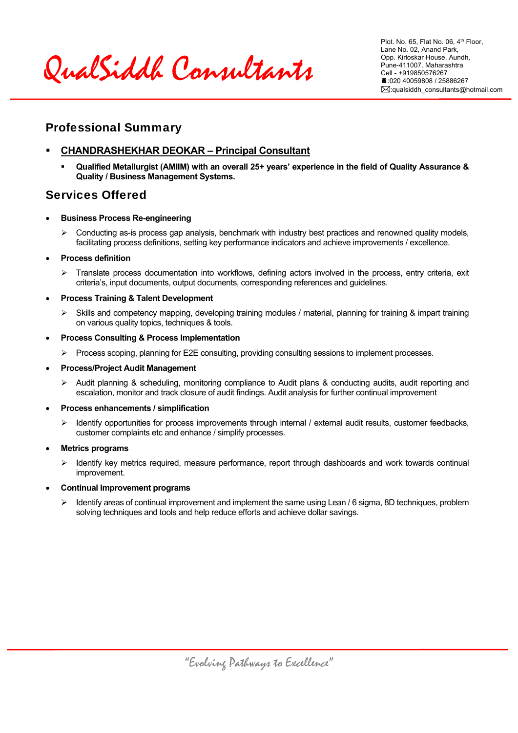# QualSiddh Consultants

Plot. No. 65, Flat No. 06, 4th Floor,
Lane No. 02, Anand Park,
Opp. Kirloskar House, Aundh,
Pune-411007. Maharashtra
Cell - +919850576267
☎:020 40059808 / 25886267
✉:qualsiddh_consultants@hotmail.com

## Professional Summary

- **CHANDRASHEKHAR DEOKAR – Principal Consultant**
  - **Qualified Metallurgist (AMIIM) with an overall 25+ years' experience in the field of Quality Assurance & Quality / Business Management Systems.**

## Services Offered

- **Business Process Re-engineering**
  - Conducting as-is process gap analysis, benchmark with industry best practices and renowned quality models, facilitating process definitions, setting key performance indicators and achieve improvements / excellence.
- **Process definition**
  - Translate process documentation into workflows, defining actors involved in the process, entry criteria, exit criteria's, input documents, output documents, corresponding references and guidelines.
- **Process Training & Talent Development**
  - Skills and competency mapping, developing training modules / material, planning for training & impart training on various quality topics, techniques & tools.
- **Process Consulting & Process Implementation**
  - Process scoping, planning for E2E consulting, providing consulting sessions to implement processes.
- **Process/Project Audit Management**
  - Audit planning & scheduling, monitoring compliance to Audit plans & conducting audits, audit reporting and escalation, monitor and track closure of audit findings. Audit analysis for further continual improvement
- **Process enhancements / simplification**
  - Identify opportunities for process improvements through internal / external audit results, customer feedbacks, customer complaints etc and enhance / simplify processes.
- **Metrics programs**
  - Identify key metrics required, measure performance, report through dashboards and work towards continual improvement.
- **Continual Improvement programs**
  - Identify areas of continual improvement and implement the same using Lean / 6 sigma, 8D techniques, problem solving techniques and tools and help reduce efforts and achieve dollar savings.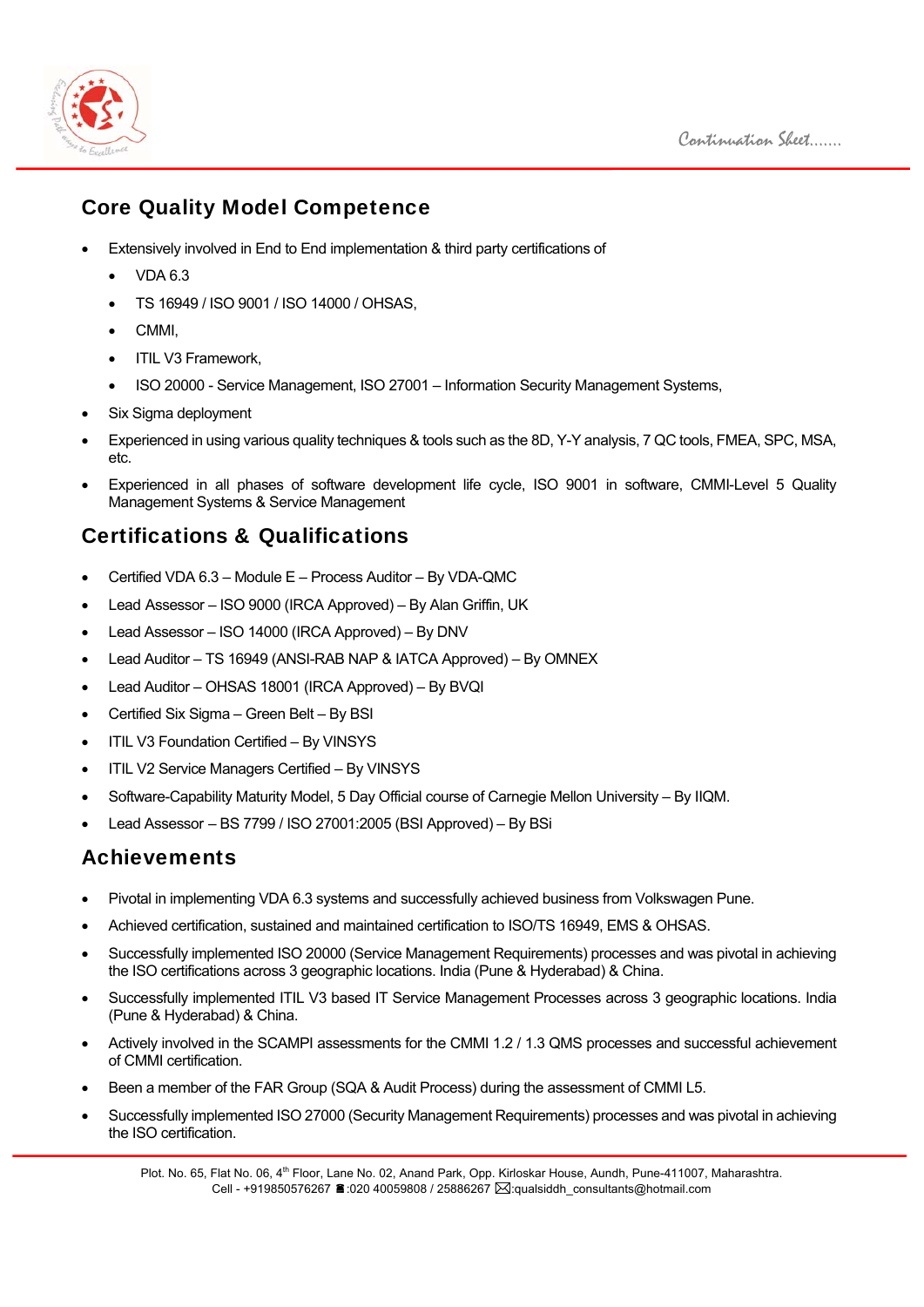## Core Quality Model Competence

- Extensively involved in End to End implementation & third party certifications of
  - VDA 6.3
  - TS 16949 / ISO 9001 / ISO 14000 / OHSAS,
  - CMMI,
  - ITIL V3 Framework,
  - ISO 20000 - Service Management, ISO 27001 – Information Security Management Systems,
- Six Sigma deployment
- Experienced in using various quality techniques & tools such as the 8D, Y-Y analysis, 7 QC tools, FMEA, SPC, MSA, etc.
- Experienced in all phases of software development life cycle, ISO 9001 in software, CMMI-Level 5 Quality Management Systems & Service Management

## Certifications & Qualifications

- Certified VDA 6.3 – Module E – Process Auditor – By VDA-QMC
- Lead Assessor – ISO 9000 (IRCA Approved) – By Alan Griffin, UK
- Lead Assessor – ISO 14000 (IRCA Approved) – By DNV
- Lead Auditor – TS 16949 (ANSI-RAB NAP & IATCA Approved) – By OMNEX
- Lead Auditor – OHSAS 18001 (IRCA Approved) – By BVQI
- Certified Six Sigma – Green Belt – By BSI
- ITIL V3 Foundation Certified – By VINSYS
- ITIL V2 Service Managers Certified – By VINSYS
- Software-Capability Maturity Model, 5 Day Official course of Carnegie Mellon University – By IIQM.
- Lead Assessor – BS 7799 / ISO 27001:2005 (BSI Approved) – By BSi

## Achievements

- Pivotal in implementing VDA 6.3 systems and successfully achieved business from Volkswagen Pune.
- Achieved certification, sustained and maintained certification to ISO/TS 16949, EMS & OHSAS.
- Successfully implemented ISO 20000 (Service Management Requirements) processes and was pivotal in achieving the ISO certifications across 3 geographic locations. India (Pune & Hyderabad) & China.
- Successfully implemented ITIL V3 based IT Service Management Processes across 3 geographic locations. India (Pune & Hyderabad) & China.
- Actively involved in the SCAMPI assessments for the CMMI 1.2 / 1.3 QMS processes and successful achievement of CMMI certification.
- Been a member of the FAR Group (SQA & Audit Process) during the assessment of CMMI L5.
- Successfully implemented ISO 27000 (Security Management Requirements) processes and was pivotal in achieving the ISO certification.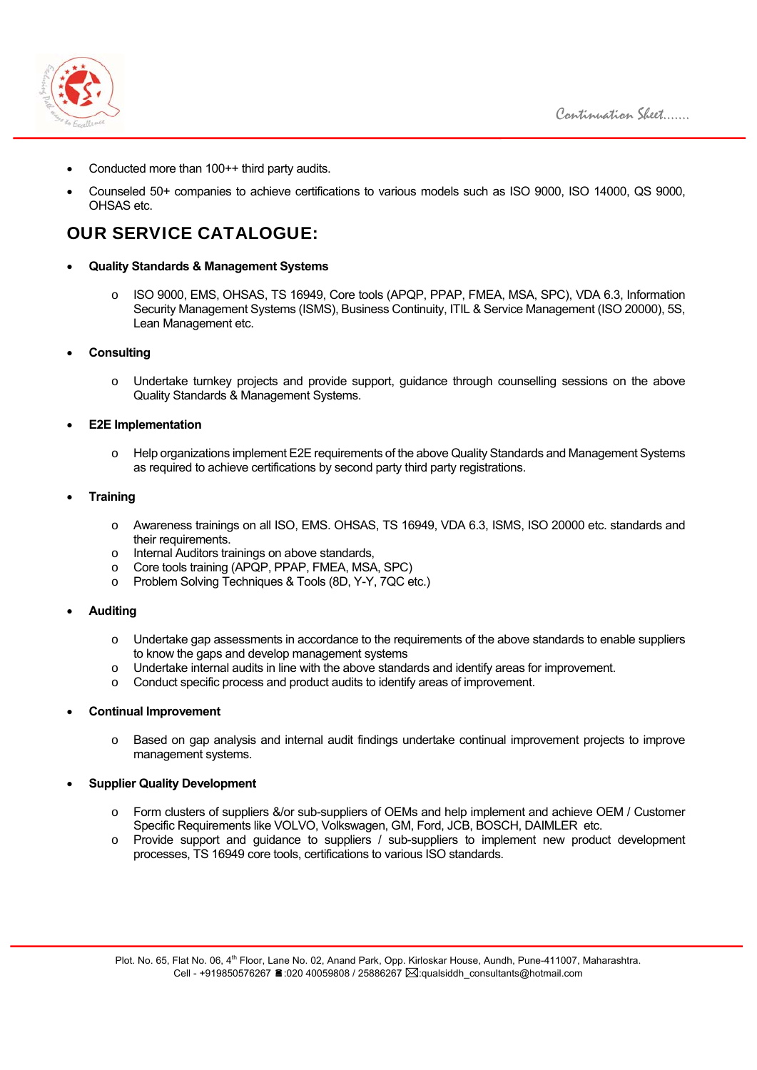- Conducted more than 100++ third party audits.
- Counseled 50+ companies to achieve certifications to various models such as ISO 9000, ISO 14000, QS 9000, OHSAS etc.

## OUR SERVICE CATALOGUE:

- **Quality Standards & Management Systems**
    - ISO 9000, EMS, OHSAS, TS 16949, Core tools (APQP, PPAP, FMEA, MSA, SPC), VDA 6.3, Information Security Management Systems (ISMS), Business Continuity, ITIL & Service Management (ISO 20000), 5S, Lean Management etc.

- **Consulting**
    - Undertake turnkey projects and provide support, guidance through counselling sessions on the above Quality Standards & Management Systems.

- **E2E Implementation**
    - Help organizations implement E2E requirements of the above Quality Standards and Management Systems as required to achieve certifications by second party third party registrations.

- **Training**
    - Awareness trainings on all ISO, EMS. OHSAS, TS 16949, VDA 6.3, ISMS, ISO 20000 etc. standards and their requirements.
    - Internal Auditors trainings on above standards,
    - Core tools training (APQP, PPAP, FMEA, MSA, SPC)
    - Problem Solving Techniques & Tools (8D, Y-Y, 7QC etc.)

- **Auditing**
    - Undertake gap assessments in accordance to the requirements of the above standards to enable suppliers to know the gaps and develop management systems
    - Undertake internal audits in line with the above standards and identify areas for improvement.
    - Conduct specific process and product audits to identify areas of improvement.

- **Continual Improvement**
    - Based on gap analysis and internal audit findings undertake continual improvement projects to improve management systems.

- **Supplier Quality Development**
    - Form clusters of suppliers &/or sub-suppliers of OEMs and help implement and achieve OEM / Customer Specific Requirements like VOLVO, Volkswagen, GM, Ford, JCB, BOSCH, DAIMLER etc.
    - Provide support and guidance to suppliers / sub-suppliers to implement new product development processes, TS 16949 core tools, certifications to various ISO standards.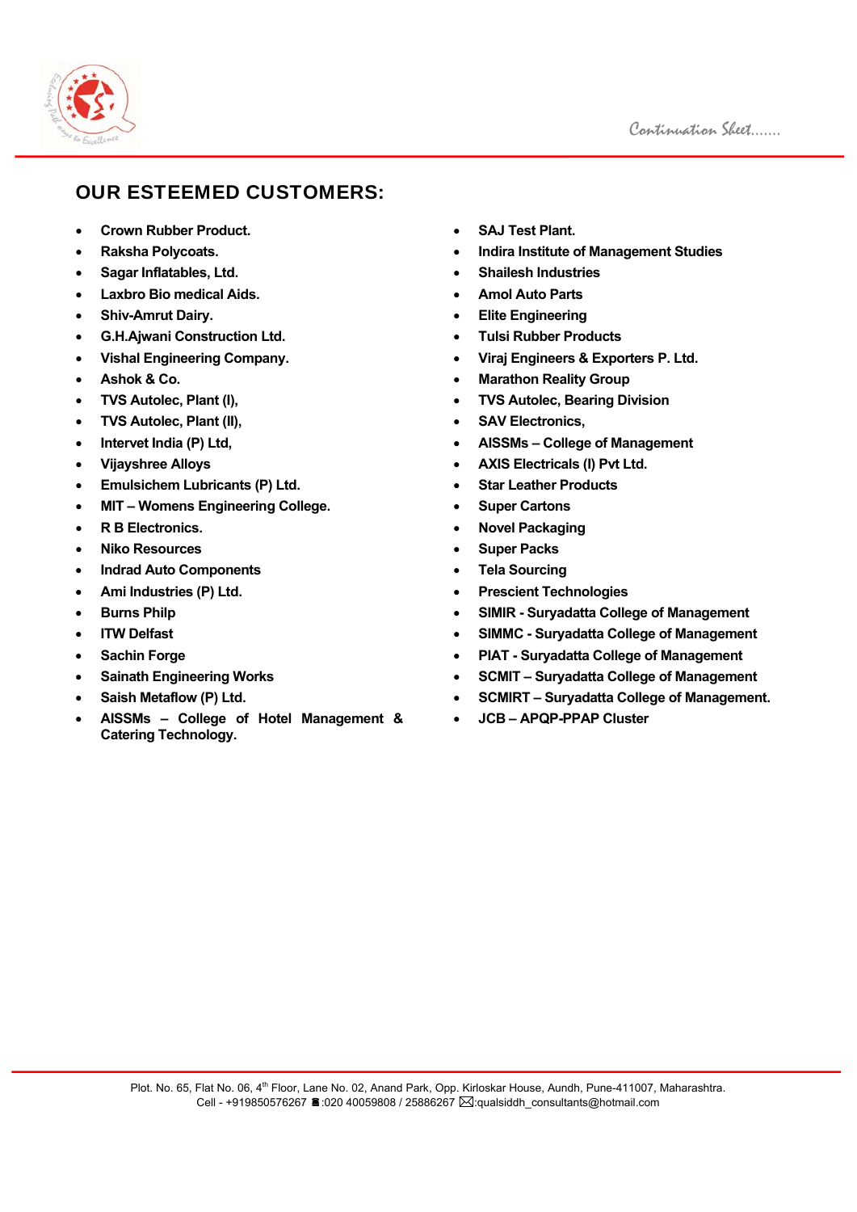## OUR ESTEEMED CUSTOMERS:

- Crown Rubber Product.
- Raksha Polycoats.
- Sagar Inflatables, Ltd.
- Laxbro Bio medical Aids.
- Shiv-Amrut Dairy.
- G.H.Ajwani Construction Ltd.
- Vishal Engineering Company.
- Ashok & Co.
- TVS Autolec, Plant (I),
- TVS Autolec, Plant (II),
- Intervet India (P) Ltd,
- Vijayshree Alloys
- Emulsichem Lubricants (P) Ltd.
- MIT – Womens Engineering College.
- R B Electronics.
- Niko Resources
- Indrad Auto Components
- Ami Industries (P) Ltd.
- Burns Philp
- ITW Delfast
- Sachin Forge
- Sainath Engineering Works
- Saish Metaflow (P) Ltd.
- AISSMs – College of Hotel Management & Catering Technology.
- SAJ Test Plant.
- Indira Institute of Management Studies
- Shailesh Industries
- Amol Auto Parts
- Elite Engineering
- Tulsi Rubber Products
- Viraj Engineers & Exporters P. Ltd.
- Marathon Reality Group
- TVS Autolec, Bearing Division
- SAV Electronics,
- AISSMs – College of Management
- AXIS Electricals (I) Pvt Ltd.
- Star Leather Products
- Super Cartons
- Novel Packaging
- Super Packs
- Tela Sourcing
- Prescient Technologies
- SIMIR - Suryadatta College of Management
- SIMMC - Suryadatta College of Management
- PIAT - Suryadatta College of Management
- SCMIT – Suryadatta College of Management
- SCMIRT – Suryadatta College of Management.
- JCB – APQP-PPAP Cluster

Plot. No. 65, Flat No. 06, 4th Floor, Lane No. 02, Anand Park, Opp. Kirloskar House, Aundh, Pune-411007, Maharashtra.
Cell - +919850576267 ☎:020 40059808 / 25886267 ✉:qualsiddh_consultants@hotmail.com